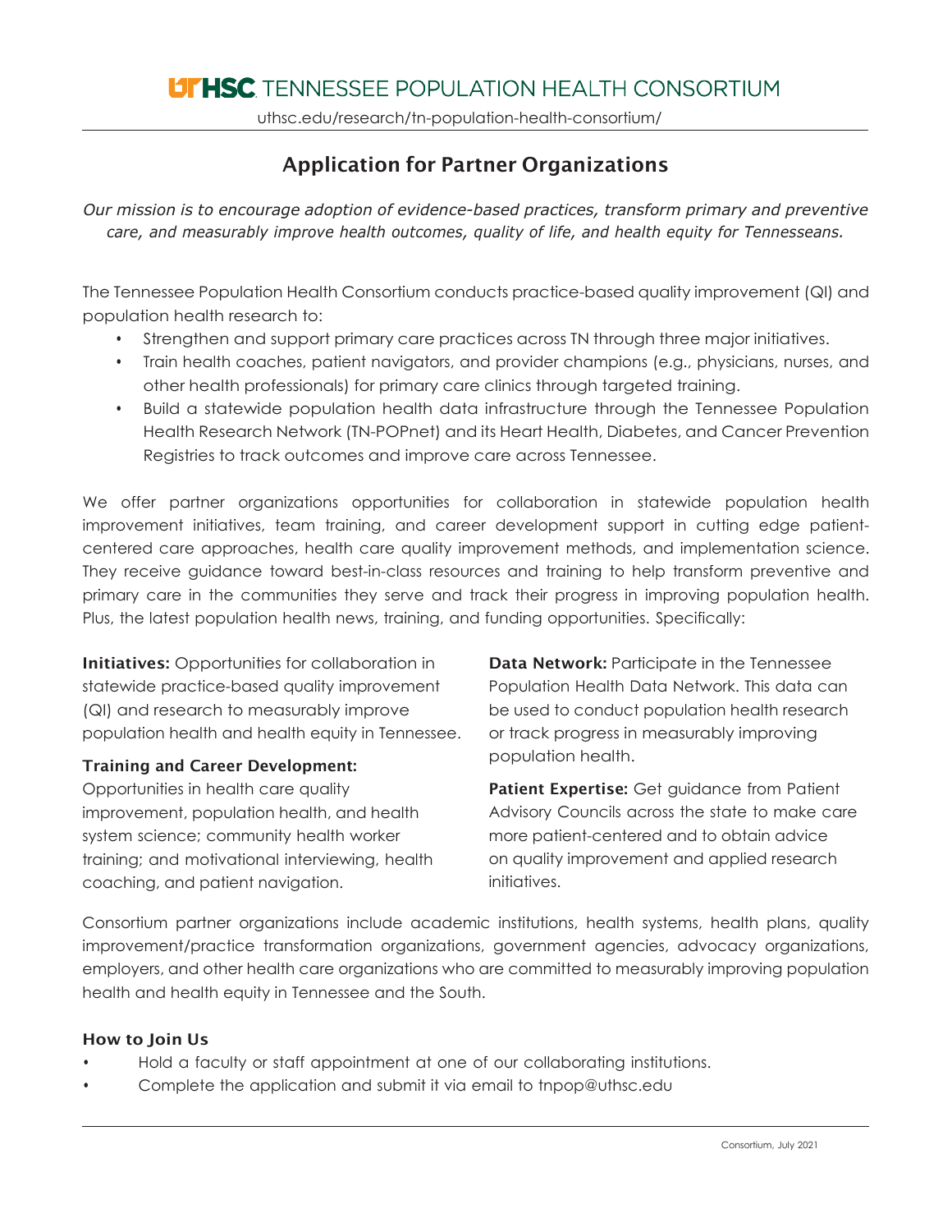# UTHSC TENNESSEE POPULATION HEALTH CONSORTIUM

uthsc.edu/research/tn-population-health-consortium/

## Application for Partner Organizations

*Our mission is to encourage adoption of evidence-based practices, transform primary and preventive care, and measurably improve health outcomes, quality of life, and health equity for Tennesseans.*

The Tennessee Population Health Consortium conducts practice-based quality improvement (QI) and population health research to:

- Strengthen and support primary care practices across TN through three major initiatives.
- Train health coaches, patient navigators, and provider champions (e.g., physicians, nurses, and other health professionals) for primary care clinics through targeted training.
- Build a statewide population health data infrastructure through the Tennessee Population Health Research Network (TN-POPnet) and its Heart Health, Diabetes, and Cancer Prevention Registries to track outcomes and improve care across Tennessee.

We offer partner organizations opportunities for collaboration in statewide population health improvement initiatives, team training, and career development support in cutting edge patient-centered care approaches, health care quality improvement methods, and implementation science. They receive guidance toward best-in-class resources and training to help transform preventive and primary care in the communities they serve and track their progress in improving population health. Plus, the latest population health news, training, and funding opportunities. Specifically:

**Initiatives:** Opportunities for collaboration in statewide practice-based quality improvement (QI) and research to measurably improve population health and health equity in Tennessee.

**Training and Career Development:** Opportunities in health care quality improvement, population health, and health system science; community health worker training; and motivational interviewing, health coaching, and patient navigation.

**Data Network:** Participate in the Tennessee Population Health Data Network. This data can be used to conduct population health research or track progress in measurably improving population health.

**Patient Expertise:** Get guidance from Patient Advisory Councils across the state to make care more patient-centered and to obtain advice on quality improvement and applied research initiatives.

Consortium partner organizations include academic institutions, health systems, health plans, quality improvement/practice transformation organizations, government agencies, advocacy organizations, employers, and other health care organizations who are committed to measurably improving population health and health equity in Tennessee and the South.

### How to Join Us

- Hold a faculty or staff appointment at one of our collaborating institutions.
- Complete the application and submit it via email to tnpop@uthsc.edu

Consortium, July 2021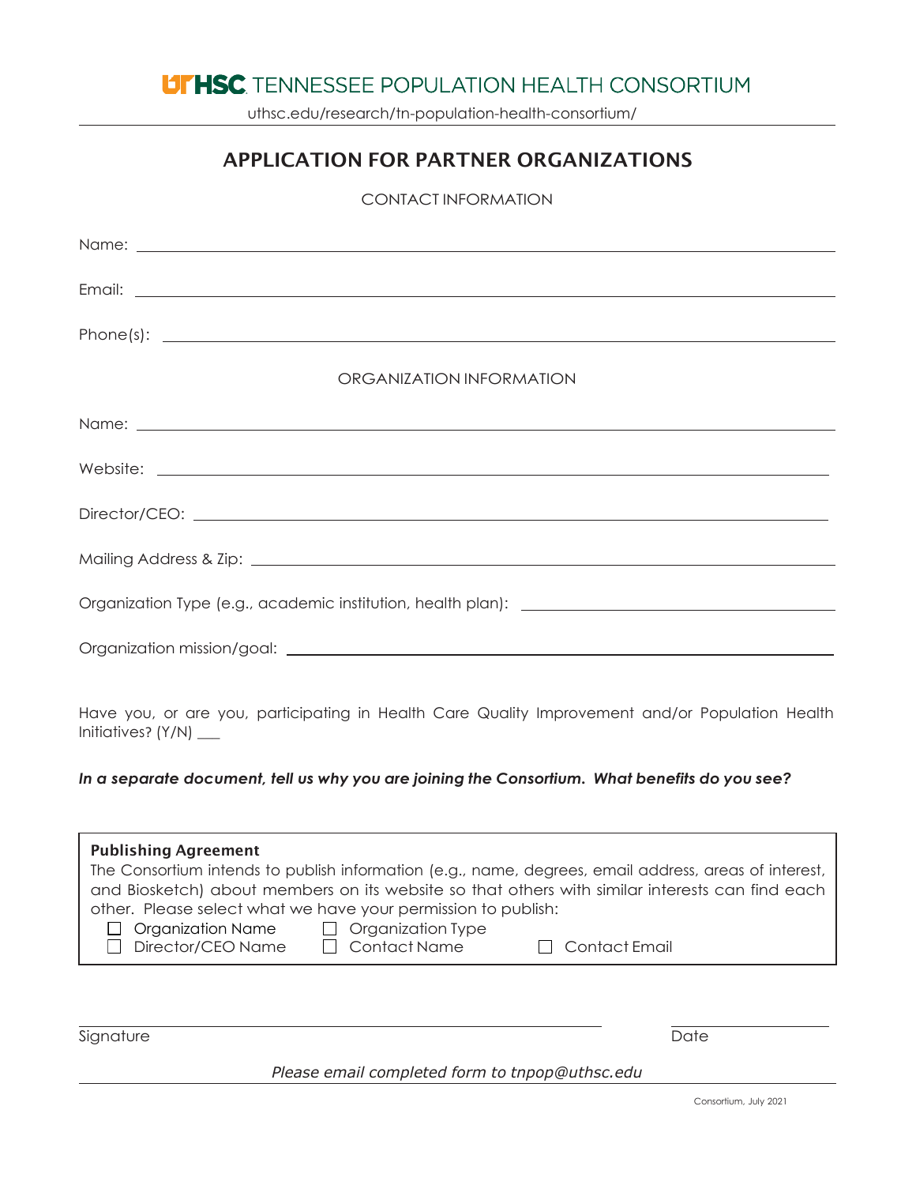# UTHSC TENNESSEE POPULATION HEALTH CONSORTIUM

uthsc.edu/research/tn-population-health-consortium/

## APPLICATION FOR PARTNER ORGANIZATIONS

### CONTACT INFORMATION

Name: ______________________________

Email: ______________________________

Phone(s): ______________________________

### ORGANIZATION INFORMATION

Name: ______________________________

Website: ______________________________

Director/CEO: ______________________________

Mailing Address & Zip: ______________________________

Organization Type (e.g., academic institution, health plan): ______________________________

Organization mission/goal: ______________________________

Have you, or are you, participating in Health Care Quality Improvement and/or Population Health Initiatives? (Y/N) ___

***In a separate document, tell us why you are joining the Consortium. What benefits do you see?***

**Publishing Agreement**

The Consortium intends to publish information (e.g., name, degrees, email address, areas of interest, and Biosketch) about members on its website so that others with similar interests can find each other. Please select what we have your permission to publish:

- ☐ Organization Name
- ☐ Organization Type
- ☐ Director/CEO Name
- ☐ Contact Name
- ☐ Contact Email

______________________________ Signature

______________ Date

*Please email completed form to tnpop@uthsc.edu*

Consortium, July 2021